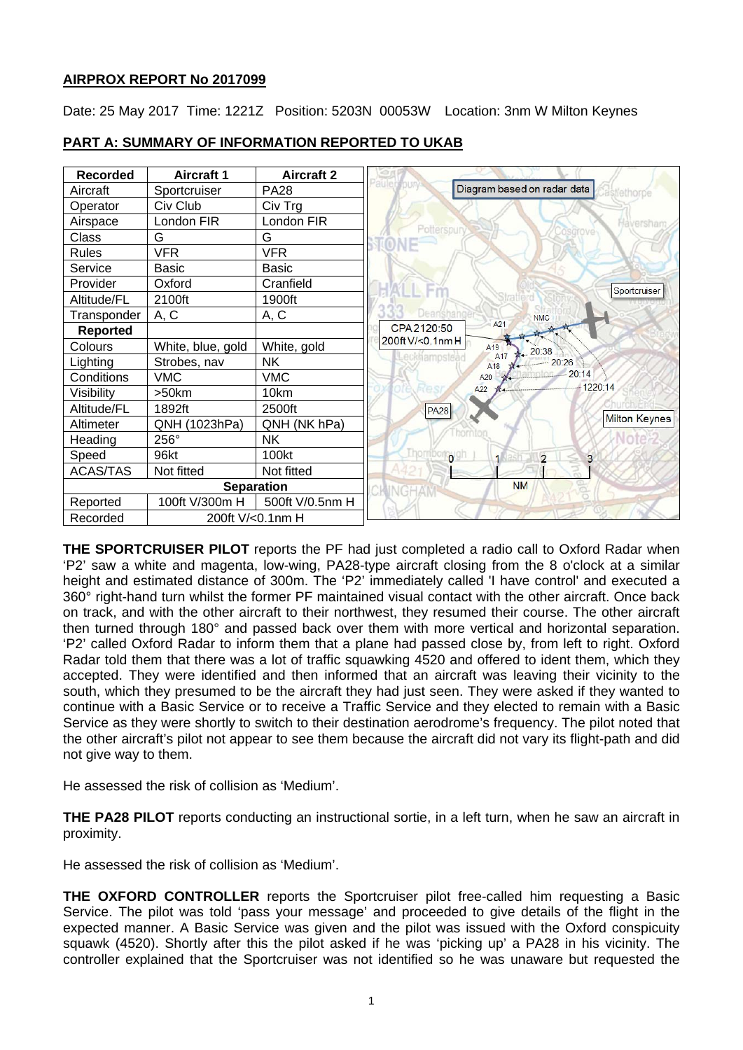**AIRPROX REPORT No 2017099**

Date: 25 May 2017 Time: 1221Z Position: 5203N 00053W Location: 3nm W Milton Keynes

**PART A: SUMMARY OF INFORMATION REPORTED TO UKAB**

| Recorded | Aircraft 1 | Aircraft 2 |
|---|---|---|
| Aircraft | Sportcruiser | PA28 |
| Operator | Civ Club | Civ Trg |
| Airspace | London FIR | London FIR |
| Class | G | G |
| Rules | VFR | VFR |
| Service | Basic | Basic |
| Provider | Oxford | Cranfield |
| Altitude/FL | 2100ft | 1900ft |
| Transponder | A, C | A, C |
| **Reported** | | |
| Colours | White, blue, gold | White, gold |
| Lighting | Strobes, nav | NK |
| Conditions | VMC | VMC |
| Visibility | >50km | 10km |
| Altitude/FL | 1892ft | 2500ft |
| Altimeter | QNH (1023hPa) | QNH (NK hPa) |
| Heading | 256° | NK |
| Speed | 96kt | 100kt |
| ACAS/TAS | Not fitted | Not fitted |
| **Separation** | | |
| Reported | 100ft V/300m H | 500ft V/0.5nm H |
| Recorded | 200ft V/<0.1nm H | |

Diagram based on radar data

**THE SPORTCRUISER PILOT** reports the PF had just completed a radio call to Oxford Radar when 'P2' saw a white and magenta, low-wing, PA28-type aircraft closing from the 8 o'clock at a similar height and estimated distance of 300m. The 'P2' immediately called 'I have control' and executed a 360° right-hand turn whilst the former PF maintained visual contact with the other aircraft. Once back on track, and with the other aircraft to their northwest, they resumed their course. The other aircraft then turned through 180° and passed back over them with more vertical and horizontal separation. 'P2' called Oxford Radar to inform them that a plane had passed close by, from left to right. Oxford Radar told them that there was a lot of traffic squawking 4520 and offered to ident them, which they accepted. They were identified and then informed that an aircraft was leaving their vicinity to the south, which they presumed to be the aircraft they had just seen. They were asked if they wanted to continue with a Basic Service or to receive a Traffic Service and they elected to remain with a Basic Service as they were shortly to switch to their destination aerodrome's frequency. The pilot noted that the other aircraft's pilot not appear to see them because the aircraft did not vary its flight-path and did not give way to them.

He assessed the risk of collision as 'Medium'.

**THE PA28 PILOT** reports conducting an instructional sortie, in a left turn, when he saw an aircraft in proximity.

He assessed the risk of collision as 'Medium'.

**THE OXFORD CONTROLLER** reports the Sportcruiser pilot free-called him requesting a Basic Service. The pilot was told 'pass your message' and proceeded to give details of the flight in the expected manner. A Basic Service was given and the pilot was issued with the Oxford conspicuity squawk (4520). Shortly after this the pilot asked if he was 'picking up' a PA28 in his vicinity. The controller explained that the Sportcruiser was not identified so he was unaware but requested the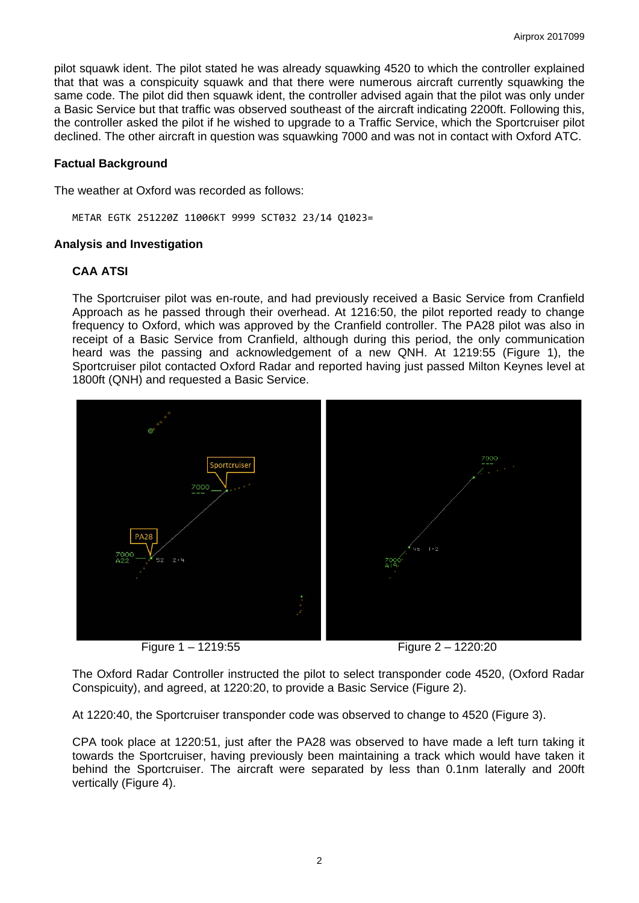pilot squawk ident. The pilot stated he was already squawking 4520 to which the controller explained that that was a conspicuity squawk and that there were numerous aircraft currently squawking the same code. The pilot did then squawk ident, the controller advised again that the pilot was only under a Basic Service but that traffic was observed southeast of the aircraft indicating 2200ft. Following this, the controller asked the pilot if he wished to upgrade to a Traffic Service, which the Sportcruiser pilot declined. The other aircraft in question was squawking 7000 and was not in contact with Oxford ATC.

## Factual Background

The weather at Oxford was recorded as follows:

```
METAR EGTK 251220Z 11006KT 9999 SCT032 23/14 Q1023=
```

## Analysis and Investigation

### CAA ATSI

The Sportcruiser pilot was en-route, and had previously received a Basic Service from Cranfield Approach as he passed through their overhead. At 1216:50, the pilot reported ready to change frequency to Oxford, which was approved by the Cranfield controller. The PA28 pilot was also in receipt of a Basic Service from Cranfield, although during this period, the only communication heard was the passing and acknowledgement of a new QNH. At 1219:55 (Figure 1), the Sportcruiser pilot contacted Oxford Radar and reported having just passed Milton Keynes level at 1800ft (QNH) and requested a Basic Service.

Figure 1 – 1219:55

Figure 2 – 1220:20

The Oxford Radar Controller instructed the pilot to select transponder code 4520, (Oxford Radar Conspicuity), and agreed, at 1220:20, to provide a Basic Service (Figure 2).

At 1220:40, the Sportcruiser transponder code was observed to change to 4520 (Figure 3).

CPA took place at 1220:51, just after the PA28 was observed to have made a left turn taking it towards the Sportcruiser, having previously been maintaining a track which would have taken it behind the Sportcruiser. The aircraft were separated by less than 0.1nm laterally and 200ft vertically (Figure 4).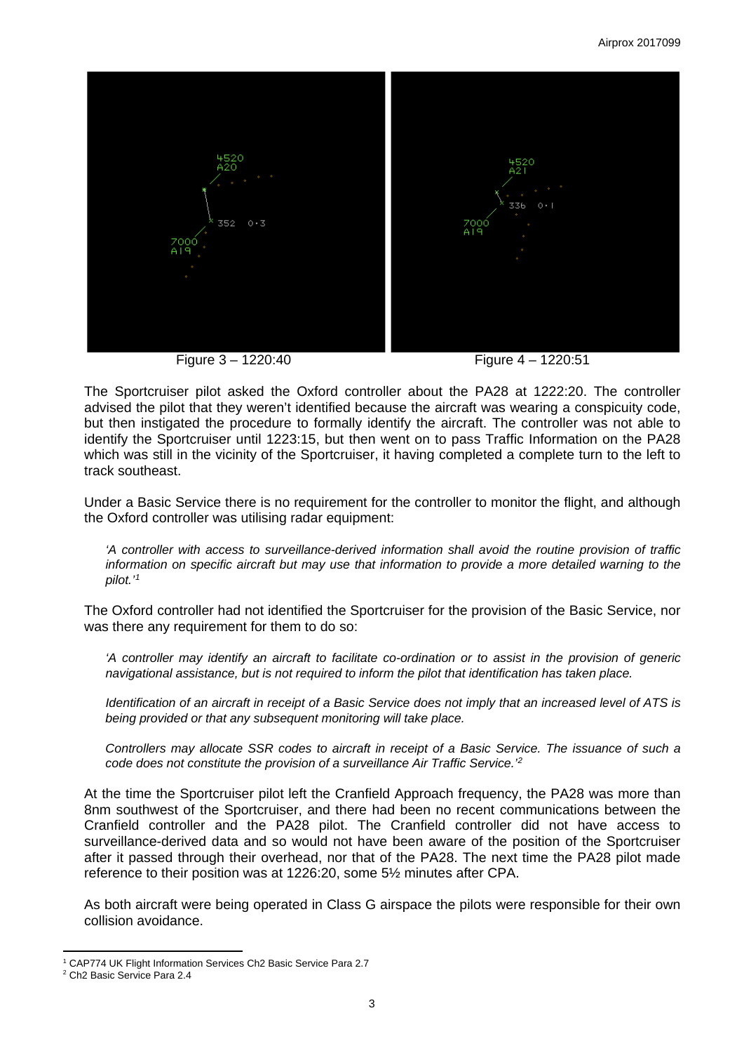Figure 3 – 1220:40

Figure 4 – 1220:51

The Sportcruiser pilot asked the Oxford controller about the PA28 at 1222:20. The controller advised the pilot that they weren't identified because the aircraft was wearing a conspicuity code, but then instigated the procedure to formally identify the aircraft. The controller was not able to identify the Sportcruiser until 1223:15, but then went on to pass Traffic Information on the PA28 which was still in the vicinity of the Sportcruiser, it having completed a complete turn to the left to track southeast.

Under a Basic Service there is no requirement for the controller to monitor the flight, and although the Oxford controller was utilising radar equipment:

*'A controller with access to surveillance-derived information shall avoid the routine provision of traffic information on specific aircraft but may use that information to provide a more detailed warning to the pilot.'*[1]

The Oxford controller had not identified the Sportcruiser for the provision of the Basic Service, nor was there any requirement for them to do so:

*'A controller may identify an aircraft to facilitate co-ordination or to assist in the provision of generic navigational assistance, but is not required to inform the pilot that identification has taken place.*

*Identification of an aircraft in receipt of a Basic Service does not imply that an increased level of ATS is being provided or that any subsequent monitoring will take place.*

*Controllers may allocate SSR codes to aircraft in receipt of a Basic Service. The issuance of such a code does not constitute the provision of a surveillance Air Traffic Service.'*[2]

At the time the Sportcruiser pilot left the Cranfield Approach frequency, the PA28 was more than 8nm southwest of the Sportcruiser, and there had been no recent communications between the Cranfield controller and the PA28 pilot. The Cranfield controller did not have access to surveillance-derived data and so would not have been aware of the position of the Sportcruiser after it passed through their overhead, nor that of the PA28. The next time the PA28 pilot made reference to their position was at 1226:20, some 5½ minutes after CPA.

As both aircraft were being operated in Class G airspace the pilots were responsible for their own collision avoidance.

---

[1] CAP774 UK Flight Information Services Ch2 Basic Service Para 2.7

[2] Ch2 Basic Service Para 2.4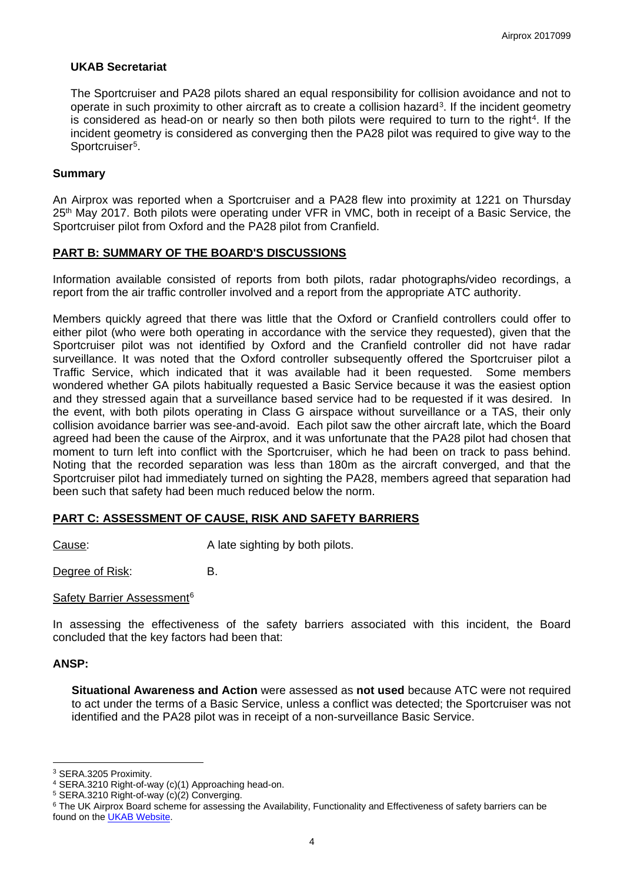### UKAB Secretariat

The Sportcruiser and PA28 pilots shared an equal responsibility for collision avoidance and not to operate in such proximity to other aircraft as to create a collision hazard[3]. If the incident geometry is considered as head-on or nearly so then both pilots were required to turn to the right[4]. If the incident geometry is considered as converging then the PA28 pilot was required to give way to the Sportcruiser[5].

### Summary

An Airprox was reported when a Sportcruiser and a PA28 flew into proximity at 1221 on Thursday 25th May 2017. Both pilots were operating under VFR in VMC, both in receipt of a Basic Service, the Sportcruiser pilot from Oxford and the PA28 pilot from Cranfield.

## PART B: SUMMARY OF THE BOARD'S DISCUSSIONS

Information available consisted of reports from both pilots, radar photographs/video recordings, a report from the air traffic controller involved and a report from the appropriate ATC authority.

Members quickly agreed that there was little that the Oxford or Cranfield controllers could offer to either pilot (who were both operating in accordance with the service they requested), given that the Sportcruiser pilot was not identified by Oxford and the Cranfield controller did not have radar surveillance. It was noted that the Oxford controller subsequently offered the Sportcruiser pilot a Traffic Service, which indicated that it was available had it been requested. Some members wondered whether GA pilots habitually requested a Basic Service because it was the easiest option and they stressed again that a surveillance based service had to be requested if it was desired. In the event, with both pilots operating in Class G airspace without surveillance or a TAS, their only collision avoidance barrier was see-and-avoid. Each pilot saw the other aircraft late, which the Board agreed had been the cause of the Airprox, and it was unfortunate that the PA28 pilot had chosen that moment to turn left into conflict with the Sportcruiser, which he had been on track to pass behind. Noting that the recorded separation was less than 180m as the aircraft converged, and that the Sportcruiser pilot had immediately turned on sighting the PA28, members agreed that separation had been such that safety had been much reduced below the norm.

## PART C: ASSESSMENT OF CAUSE, RISK AND SAFETY BARRIERS

Cause: A late sighting by both pilots.

Degree of Risk: B.

Safety Barrier Assessment[6]

In assessing the effectiveness of the safety barriers associated with this incident, the Board concluded that the key factors had been that:

### ANSP:

**Situational Awareness and Action** were assessed as **not used** because ATC were not required to act under the terms of a Basic Service, unless a conflict was detected; the Sportcruiser was not identified and the PA28 pilot was in receipt of a non-surveillance Basic Service.

---

[3] SERA.3205 Proximity.

[4] SERA.3210 Right-of-way (c)(1) Approaching head-on.

[5] SERA.3210 Right-of-way (c)(2) Converging.

[6] The UK Airprox Board scheme for assessing the Availability, Functionality and Effectiveness of safety barriers can be found on the UKAB Website.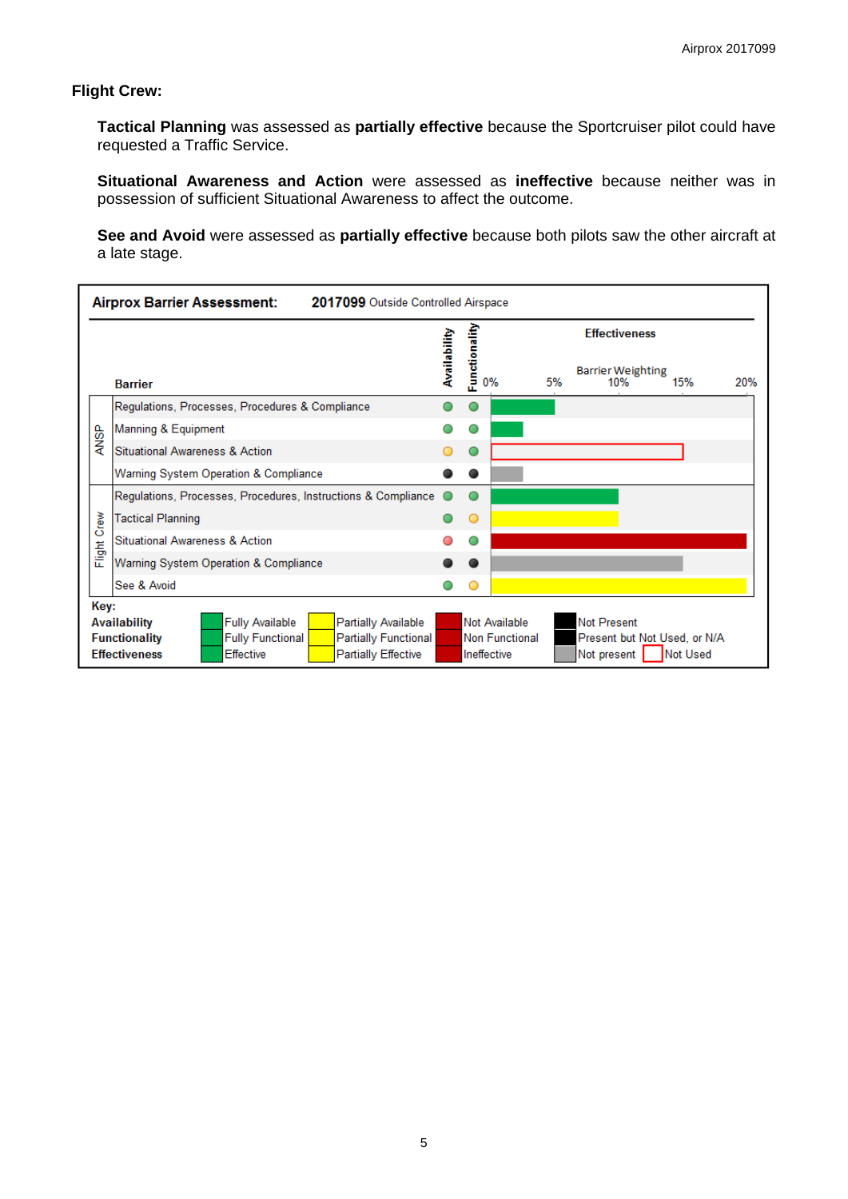**Flight Crew:**

**Tactical Planning** was assessed as **partially effective** because the Sportcruiser pilot could have requested a Traffic Service.

**Situational Awareness and Action** were assessed as **ineffective** because neither was in possession of sufficient Situational Awareness to affect the outcome.

**See and Avoid** were assessed as **partially effective** because both pilots saw the other aircraft at a late stage.

**Airprox Barrier Assessment:** **2017099** Outside Controlled Airspace

Barrier
Availability
Functionality
Effectiveness
Barrier Weighting
0%
5%
10%
15%
20%

ANSP
Regulations, Processes, Procedures & Compliance
Manning & Equipment
Situational Awareness & Action
Warning System Operation & Compliance

Flight Crew
Regulations, Processes, Procedures, Instructions & Compliance
Tactical Planning
Situational Awareness & Action
Warning System Operation & Compliance
See & Avoid

Key:
Availability: Fully Available, Partially Available, Not Available, Not Present
Functionality: Fully Functional, Partially Functional, Non Functional, Present but Not Used, or N/A
Effectiveness: Effective, Partially Effective, Ineffective, Not present, Not Used